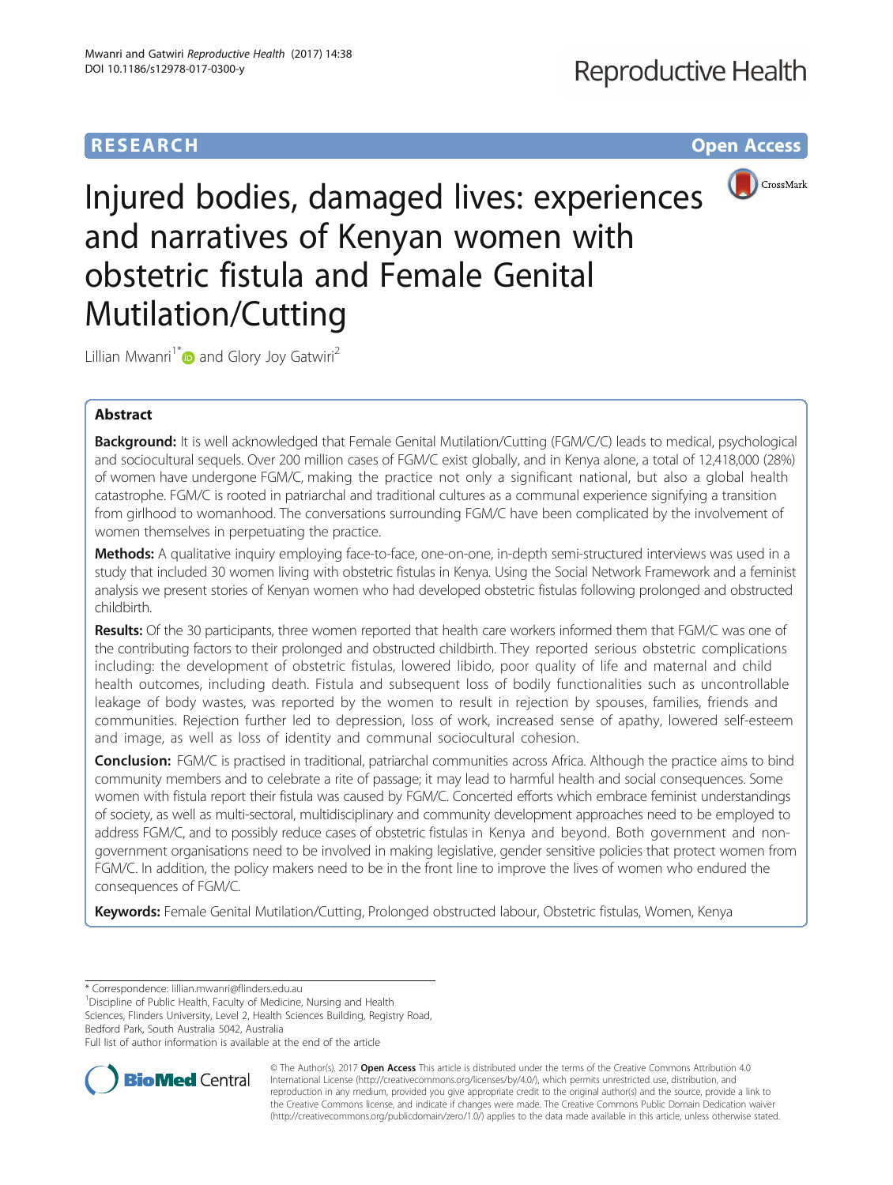**RESEARCH** **Open Access**

# Injured bodies, damaged lives: experiences and narratives of Kenyan women with obstetric fistula and Female Genital Mutilation/Cutting

Lillian Mwanri[1*] and Glory Joy Gatwiri[2]

## Abstract

**Background:** It is well acknowledged that Female Genital Mutilation/Cutting (FGM/C/C) leads to medical, psychological and sociocultural sequels. Over 200 million cases of FGM/C exist globally, and in Kenya alone, a total of 12,418,000 (28%) of women have undergone FGM/C, making the practice not only a significant national, but also a global health catastrophe. FGM/C is rooted in patriarchal and traditional cultures as a communal experience signifying a transition from girlhood to womanhood. The conversations surrounding FGM/C have been complicated by the involvement of women themselves in perpetuating the practice.

**Methods:** A qualitative inquiry employing face-to-face, one-on-one, in-depth semi-structured interviews was used in a study that included 30 women living with obstetric fistulas in Kenya. Using the Social Network Framework and a feminist analysis we present stories of Kenyan women who had developed obstetric fistulas following prolonged and obstructed childbirth.

**Results:** Of the 30 participants, three women reported that health care workers informed them that FGM/C was one of the contributing factors to their prolonged and obstructed childbirth. They reported serious obstetric complications including: the development of obstetric fistulas, lowered libido, poor quality of life and maternal and child health outcomes, including death. Fistula and subsequent loss of bodily functionalities such as uncontrollable leakage of body wastes, was reported by the women to result in rejection by spouses, families, friends and communities. Rejection further led to depression, loss of work, increased sense of apathy, lowered self-esteem and image, as well as loss of identity and communal sociocultural cohesion.

**Conclusion:** FGM/C is practised in traditional, patriarchal communities across Africa. Although the practice aims to bind community members and to celebrate a rite of passage; it may lead to harmful health and social consequences. Some women with fistula report their fistula was caused by FGM/C. Concerted efforts which embrace feminist understandings of society, as well as multi-sectoral, multidisciplinary and community development approaches need to be employed to address FGM/C, and to possibly reduce cases of obstetric fistulas in Kenya and beyond. Both government and non-government organisations need to be involved in making legislative, gender sensitive policies that protect women from FGM/C. In addition, the policy makers need to be in the front line to improve the lives of women who endured the consequences of FGM/C.

**Keywords:** Female Genital Mutilation/Cutting, Prolonged obstructed labour, Obstetric fistulas, Women, Kenya

---

* Correspondence: lillian.mwanri@flinders.edu.au
[1]Discipline of Public Health, Faculty of Medicine, Nursing and Health Sciences, Flinders University, Level 2, Health Sciences Building, Registry Road, Bedford Park, South Australia 5042, Australia
Full list of author information is available at the end of the article

© The Author(s). 2017 **Open Access** This article is distributed under the terms of the Creative Commons Attribution 4.0 International License (http://creativecommons.org/licenses/by/4.0/), which permits unrestricted use, distribution, and reproduction in any medium, provided you give appropriate credit to the original author(s) and the source, provide a link to the Creative Commons license, and indicate if changes were made. The Creative Commons Public Domain Dedication waiver (http://creativecommons.org/publicdomain/zero/1.0/) applies to the data made available in this article, unless otherwise stated.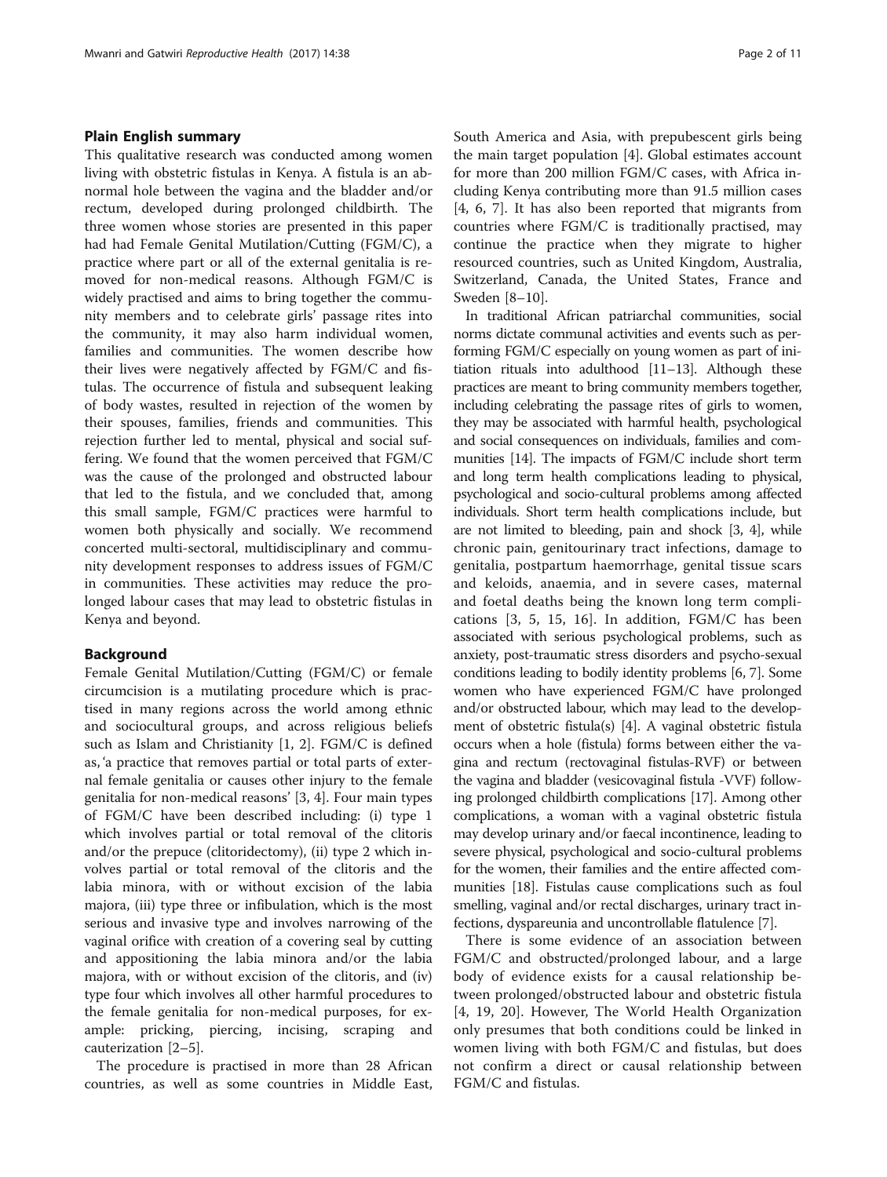## Plain English summary

This qualitative research was conducted among women living with obstetric fistulas in Kenya. A fistula is an abnormal hole between the vagina and the bladder and/or rectum, developed during prolonged childbirth. The three women whose stories are presented in this paper had had Female Genital Mutilation/Cutting (FGM/C), a practice where part or all of the external genitalia is removed for non-medical reasons. Although FGM/C is widely practised and aims to bring together the community members and to celebrate girls' passage rites into the community, it may also harm individual women, families and communities. The women describe how their lives were negatively affected by FGM/C and fistulas. The occurrence of fistula and subsequent leaking of body wastes, resulted in rejection of the women by their spouses, families, friends and communities. This rejection further led to mental, physical and social suffering. We found that the women perceived that FGM/C was the cause of the prolonged and obstructed labour that led to the fistula, and we concluded that, among this small sample, FGM/C practices were harmful to women both physically and socially. We recommend concerted multi-sectoral, multidisciplinary and community development responses to address issues of FGM/C in communities. These activities may reduce the prolonged labour cases that may lead to obstetric fistulas in Kenya and beyond.

## Background

Female Genital Mutilation/Cutting (FGM/C) or female circumcision is a mutilating procedure which is practised in many regions across the world among ethnic and sociocultural groups, and across religious beliefs such as Islam and Christianity [1, 2]. FGM/C is defined as, 'a practice that removes partial or total parts of external female genitalia or causes other injury to the female genitalia for non-medical reasons' [3, 4]. Four main types of FGM/C have been described including: (i) type 1 which involves partial or total removal of the clitoris and/or the prepuce (clitoridectomy), (ii) type 2 which involves partial or total removal of the clitoris and the labia minora, with or without excision of the labia majora, (iii) type three or infibulation, which is the most serious and invasive type and involves narrowing of the vaginal orifice with creation of a covering seal by cutting and appositioning the labia minora and/or the labia majora, with or without excision of the clitoris, and (iv) type four which involves all other harmful procedures to the female genitalia for non-medical purposes, for example: pricking, piercing, incising, scraping and cauterization [2–5].

The procedure is practised in more than 28 African countries, as well as some countries in Middle East, South America and Asia, with prepubescent girls being the main target population [4]. Global estimates account for more than 200 million FGM/C cases, with Africa including Kenya contributing more than 91.5 million cases [4, 6, 7]. It has also been reported that migrants from countries where FGM/C is traditionally practised, may continue the practice when they migrate to higher resourced countries, such as United Kingdom, Australia, Switzerland, Canada, the United States, France and Sweden [8–10].

In traditional African patriarchal communities, social norms dictate communal activities and events such as performing FGM/C especially on young women as part of initiation rituals into adulthood [11–13]. Although these practices are meant to bring community members together, including celebrating the passage rites of girls to women, they may be associated with harmful health, psychological and social consequences on individuals, families and communities [14]. The impacts of FGM/C include short term and long term health complications leading to physical, psychological and socio-cultural problems among affected individuals. Short term health complications include, but are not limited to bleeding, pain and shock [3, 4], while chronic pain, genitourinary tract infections, damage to genitalia, postpartum haemorrhage, genital tissue scars and keloids, anaemia, and in severe cases, maternal and foetal deaths being the known long term complications [3, 5, 15, 16]. In addition, FGM/C has been associated with serious psychological problems, such as anxiety, post-traumatic stress disorders and psycho-sexual conditions leading to bodily identity problems [6, 7]. Some women who have experienced FGM/C have prolonged and/or obstructed labour, which may lead to the development of obstetric fistula(s) [4]. A vaginal obstetric fistula occurs when a hole (fistula) forms between either the vagina and rectum (rectovaginal fistulas-RVF) or between the vagina and bladder (vesicovaginal fistula -VVF) following prolonged childbirth complications [17]. Among other complications, a woman with a vaginal obstetric fistula may develop urinary and/or faecal incontinence, leading to severe physical, psychological and socio-cultural problems for the women, their families and the entire affected communities [18]. Fistulas cause complications such as foul smelling, vaginal and/or rectal discharges, urinary tract infections, dyspareunia and uncontrollable flatulence [7].

There is some evidence of an association between FGM/C and obstructed/prolonged labour, and a large body of evidence exists for a causal relationship between prolonged/obstructed labour and obstetric fistula [4, 19, 20]. However, The World Health Organization only presumes that both conditions could be linked in women living with both FGM/C and fistulas, but does not confirm a direct or causal relationship between FGM/C and fistulas.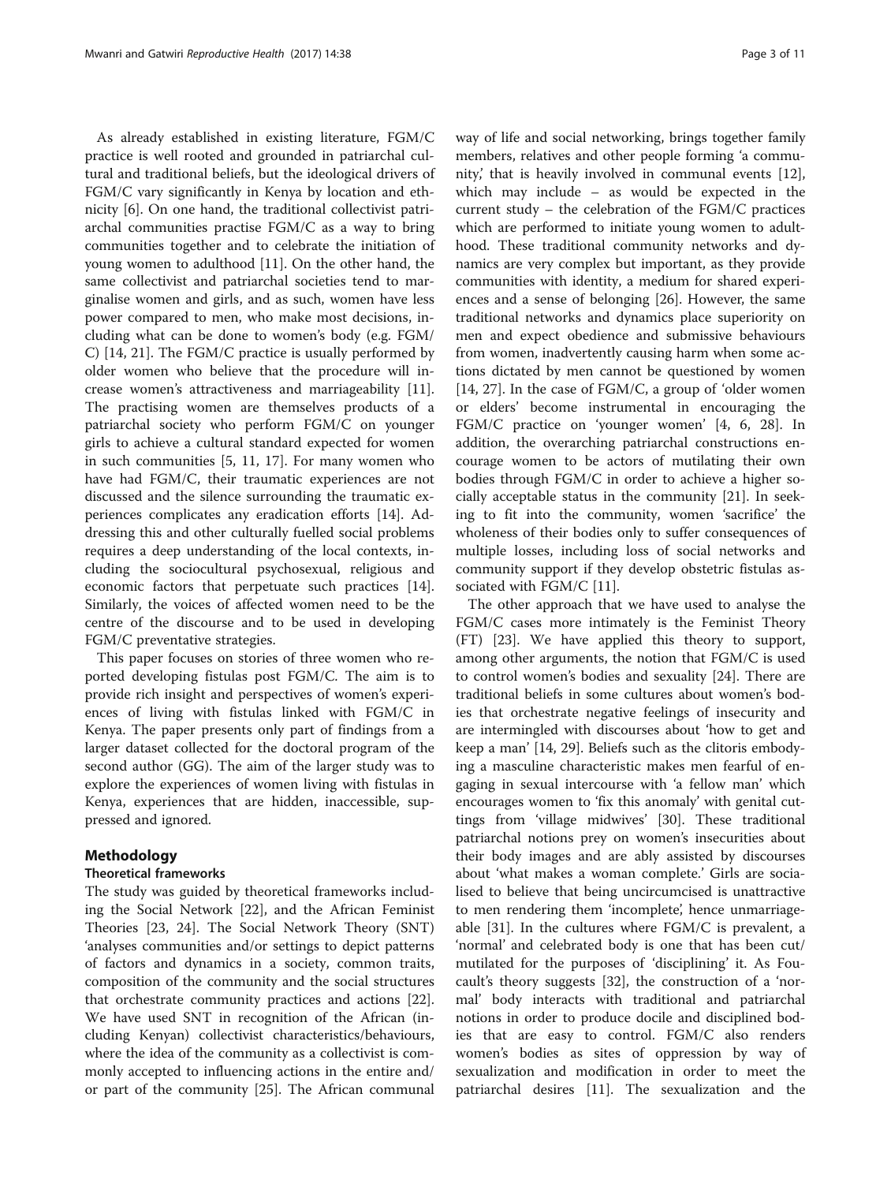As already established in existing literature, FGM/C practice is well rooted and grounded in patriarchal cultural and traditional beliefs, but the ideological drivers of FGM/C vary significantly in Kenya by location and ethnicity [6]. On one hand, the traditional collectivist patriarchal communities practise FGM/C as a way to bring communities together and to celebrate the initiation of young women to adulthood [11]. On the other hand, the same collectivist and patriarchal societies tend to marginalise women and girls, and as such, women have less power compared to men, who make most decisions, including what can be done to women's body (e.g. FGM/C) [14, 21]. The FGM/C practice is usually performed by older women who believe that the procedure will increase women's attractiveness and marriageability [11]. The practising women are themselves products of a patriarchal society who perform FGM/C on younger girls to achieve a cultural standard expected for women in such communities [5, 11, 17]. For many women who have had FGM/C, their traumatic experiences are not discussed and the silence surrounding the traumatic experiences complicates any eradication efforts [14]. Addressing this and other culturally fuelled social problems requires a deep understanding of the local contexts, including the sociocultural psychosexual, religious and economic factors that perpetuate such practices [14]. Similarly, the voices of affected women need to be the centre of the discourse and to be used in developing FGM/C preventative strategies.

This paper focuses on stories of three women who reported developing fistulas post FGM/C. The aim is to provide rich insight and perspectives of women's experiences of living with fistulas linked with FGM/C in Kenya. The paper presents only part of findings from a larger dataset collected for the doctoral program of the second author (GG). The aim of the larger study was to explore the experiences of women living with fistulas in Kenya, experiences that are hidden, inaccessible, suppressed and ignored.

## Methodology

### Theoretical frameworks

The study was guided by theoretical frameworks including the Social Network [22], and the African Feminist Theories [23, 24]. The Social Network Theory (SNT) 'analyses communities and/or settings to depict patterns of factors and dynamics in a society, common traits, composition of the community and the social structures that orchestrate community practices and actions [22]. We have used SNT in recognition of the African (including Kenyan) collectivist characteristics/behaviours, where the idea of the community as a collectivist is commonly accepted to influencing actions in the entire and/or part of the community [25]. The African communal way of life and social networking, brings together family members, relatives and other people forming 'a community,' that is heavily involved in communal events [12], which may include – as would be expected in the current study – the celebration of the FGM/C practices which are performed to initiate young women to adulthood. These traditional community networks and dynamics are very complex but important, as they provide communities with identity, a medium for shared experiences and a sense of belonging [26]. However, the same traditional networks and dynamics place superiority on men and expect obedience and submissive behaviours from women, inadvertently causing harm when some actions dictated by men cannot be questioned by women [14, 27]. In the case of FGM/C, a group of 'older women or elders' become instrumental in encouraging the FGM/C practice on 'younger women' [4, 6, 28]. In addition, the overarching patriarchal constructions encourage women to be actors of mutilating their own bodies through FGM/C in order to achieve a higher socially acceptable status in the community [21]. In seeking to fit into the community, women 'sacrifice' the wholeness of their bodies only to suffer consequences of multiple losses, including loss of social networks and community support if they develop obstetric fistulas associated with FGM/C [11].

The other approach that we have used to analyse the FGM/C cases more intimately is the Feminist Theory (FT) [23]. We have applied this theory to support, among other arguments, the notion that FGM/C is used to control women's bodies and sexuality [24]. There are traditional beliefs in some cultures about women's bodies that orchestrate negative feelings of insecurity and are intermingled with discourses about 'how to get and keep a man' [14, 29]. Beliefs such as the clitoris embodying a masculine characteristic makes men fearful of engaging in sexual intercourse with 'a fellow man' which encourages women to 'fix this anomaly' with genital cuttings from 'village midwives' [30]. These traditional patriarchal notions prey on women's insecurities about their body images and are ably assisted by discourses about 'what makes a woman complete.' Girls are socialised to believe that being uncircumcised is unattractive to men rendering them 'incomplete', hence unmarriageable [31]. In the cultures where FGM/C is prevalent, a 'normal' and celebrated body is one that has been cut/mutilated for the purposes of 'disciplining' it. As Foucault's theory suggests [32], the construction of a 'normal' body interacts with traditional and patriarchal notions in order to produce docile and disciplined bodies that are easy to control. FGM/C also renders women's bodies as sites of oppression by way of sexualization and modification in order to meet the patriarchal desires [11]. The sexualization and the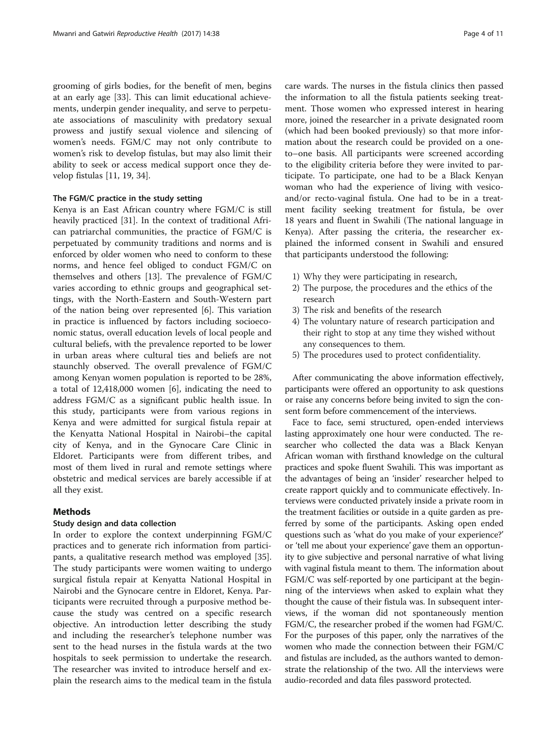grooming of girls bodies, for the benefit of men, begins at an early age [33]. This can limit educational achievements, underpin gender inequality, and serve to perpetuate associations of masculinity with predatory sexual prowess and justify sexual violence and silencing of women's needs. FGM/C may not only contribute to women's risk to develop fistulas, but may also limit their ability to seek or access medical support once they develop fistulas [11, 19, 34].

### The FGM/C practice in the study setting

Kenya is an East African country where FGM/C is still heavily practiced [31]. In the context of traditional African patriarchal communities, the practice of FGM/C is perpetuated by community traditions and norms and is enforced by older women who need to conform to these norms, and hence feel obliged to conduct FGM/C on themselves and others [13]. The prevalence of FGM/C varies according to ethnic groups and geographical settings, with the North-Eastern and South-Western part of the nation being over represented [6]. This variation in practice is influenced by factors including socioeconomic status, overall education levels of local people and cultural beliefs, with the prevalence reported to be lower in urban areas where cultural ties and beliefs are not staunchly observed. The overall prevalence of FGM/C among Kenyan women population is reported to be 28%, a total of 12,418,000 women [6], indicating the need to address FGM/C as a significant public health issue. In this study, participants were from various regions in Kenya and were admitted for surgical fistula repair at the Kenyatta National Hospital in Nairobi–the capital city of Kenya, and in the Gynocare Care Clinic in Eldoret. Participants were from different tribes, and most of them lived in rural and remote settings where obstetric and medical services are barely accessible if at all they exist.

## Methods

### Study design and data collection

In order to explore the context underpinning FGM/C practices and to generate rich information from participants, a qualitative research method was employed [35]. The study participants were women waiting to undergo surgical fistula repair at Kenyatta National Hospital in Nairobi and the Gynocare centre in Eldoret, Kenya. Participants were recruited through a purposive method because the study was centred on a specific research objective. An introduction letter describing the study and including the researcher's telephone number was sent to the head nurses in the fistula wards at the two hospitals to seek permission to undertake the research. The researcher was invited to introduce herself and explain the research aims to the medical team in the fistula care wards. The nurses in the fistula clinics then passed the information to all the fistula patients seeking treatment. Those women who expressed interest in hearing more, joined the researcher in a private designated room (which had been booked previously) so that more information about the research could be provided on a one-to–one basis. All participants were screened according to the eligibility criteria before they were invited to participate. To participate, one had to be a Black Kenyan woman who had the experience of living with vesico-and/or recto-vaginal fistula. One had to be in a treatment facility seeking treatment for fistula, be over 18 years and fluent in Swahili (The national language in Kenya). After passing the criteria, the researcher explained the informed consent in Swahili and ensured that participants understood the following:

1) Why they were participating in research,
2) The purpose, the procedures and the ethics of the research
3) The risk and benefits of the research
4) The voluntary nature of research participation and their right to stop at any time they wished without any consequences to them.
5) The procedures used to protect confidentiality.

After communicating the above information effectively, participants were offered an opportunity to ask questions or raise any concerns before being invited to sign the consent form before commencement of the interviews.

Face to face, semi structured, open-ended interviews lasting approximately one hour were conducted. The researcher who collected the data was a Black Kenyan African woman with firsthand knowledge on the cultural practices and spoke fluent Swahili. This was important as the advantages of being an 'insider' researcher helped to create rapport quickly and to communicate effectively. Interviews were conducted privately inside a private room in the treatment facilities or outside in a quite garden as preferred by some of the participants. Asking open ended questions such as 'what do you make of your experience?' or 'tell me about your experience' gave them an opportunity to give subjective and personal narrative of what living with vaginal fistula meant to them. The information about FGM/C was self-reported by one participant at the beginning of the interviews when asked to explain what they thought the cause of their fistula was. In subsequent interviews, if the woman did not spontaneously mention FGM/C, the researcher probed if the women had FGM/C. For the purposes of this paper, only the narratives of the women who made the connection between their FGM/C and fistulas are included, as the authors wanted to demonstrate the relationship of the two. All the interviews were audio-recorded and data files password protected.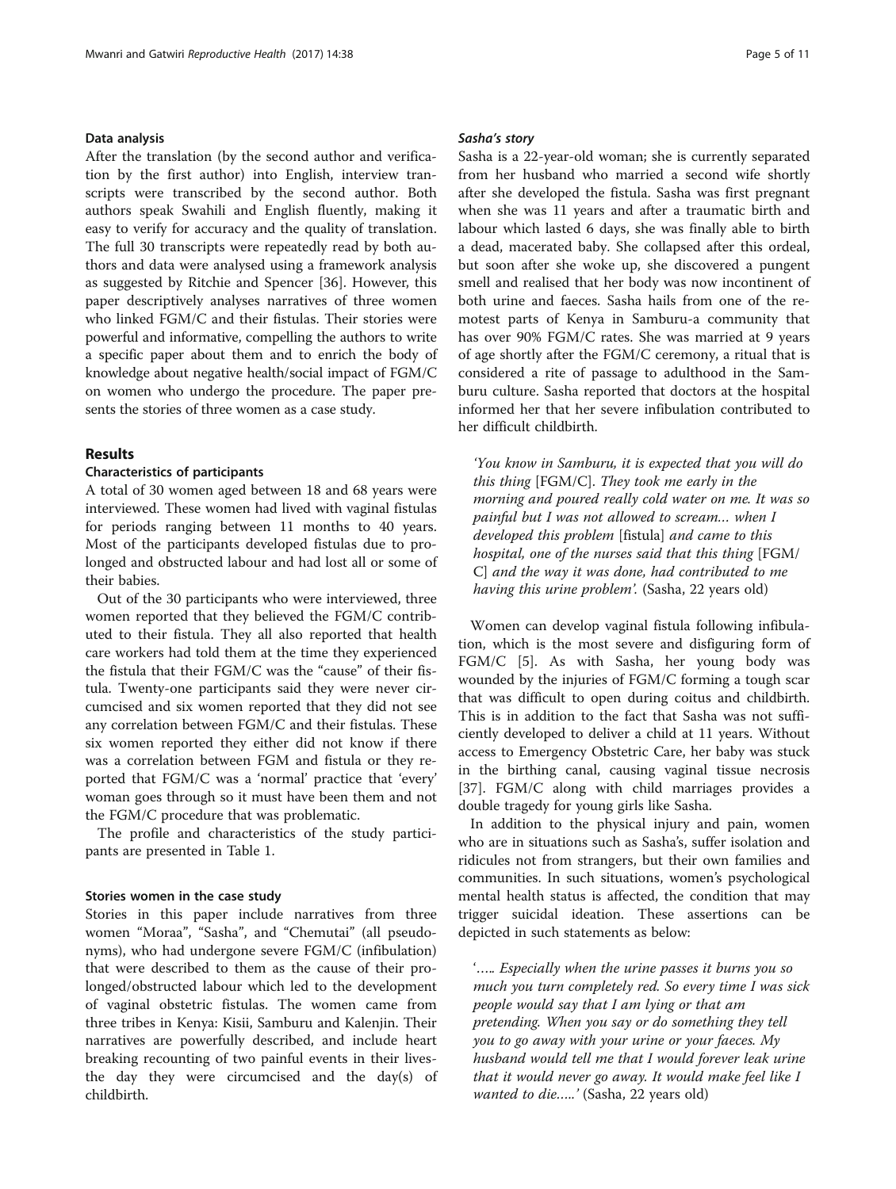### Data analysis

After the translation (by the second author and verification by the first author) into English, interview transcripts were transcribed by the second author. Both authors speak Swahili and English fluently, making it easy to verify for accuracy and the quality of translation. The full 30 transcripts were repeatedly read by both authors and data were analysed using a framework analysis as suggested by Ritchie and Spencer [36]. However, this paper descriptively analyses narratives of three women who linked FGM/C and their fistulas. Their stories were powerful and informative, compelling the authors to write a specific paper about them and to enrich the body of knowledge about negative health/social impact of FGM/C on women who undergo the procedure. The paper presents the stories of three women as a case study.

## Results

### Characteristics of participants

A total of 30 women aged between 18 and 68 years were interviewed. These women had lived with vaginal fistulas for periods ranging between 11 months to 40 years. Most of the participants developed fistulas due to prolonged and obstructed labour and had lost all or some of their babies.

Out of the 30 participants who were interviewed, three women reported that they believed the FGM/C contributed to their fistula. They all also reported that health care workers had told them at the time they experienced the fistula that their FGM/C was the "cause" of their fistula. Twenty-one participants said they were never circumcised and six women reported that they did not see any correlation between FGM/C and their fistulas. These six women reported they either did not know if there was a correlation between FGM and fistula or they reported that FGM/C was a 'normal' practice that 'every' woman goes through so it must have been them and not the FGM/C procedure that was problematic.

The profile and characteristics of the study participants are presented in Table 1.

### Stories women in the case study

Stories in this paper include narratives from three women "Moraa", "Sasha", and "Chemutai" (all pseudonyms), who had undergone severe FGM/C (infibulation) that were described to them as the cause of their prolonged/obstructed labour which led to the development of vaginal obstetric fistulas. The women came from three tribes in Kenya: Kisii, Samburu and Kalenjin. Their narratives are powerfully described, and include heart breaking recounting of two painful events in their lives-the day they were circumcised and the day(s) of childbirth.

#### *Sasha's story*

Sasha is a 22-year-old woman; she is currently separated from her husband who married a second wife shortly after she developed the fistula. Sasha was first pregnant when she was 11 years and after a traumatic birth and labour which lasted 6 days, she was finally able to birth a dead, macerated baby. She collapsed after this ordeal, but soon after she woke up, she discovered a pungent smell and realised that her body was now incontinent of both urine and faeces. Sasha hails from one of the remotest parts of Kenya in Samburu-a community that has over 90% FGM/C rates. She was married at 9 years of age shortly after the FGM/C ceremony, a ritual that is considered a rite of passage to adulthood in the Samburu culture. Sasha reported that doctors at the hospital informed her that her severe infibulation contributed to her difficult childbirth.

> *'You know in Samburu, it is expected that you will do this thing* [FGM/C]. *They took me early in the morning and poured really cold water on me. It was so painful but I was not allowed to scream… when I developed this problem* [fistula] *and came to this hospital, one of the nurses said that this thing* [FGM/C] *and the way it was done, had contributed to me having this urine problem'.* (Sasha, 22 years old)

Women can develop vaginal fistula following infibulation, which is the most severe and disfiguring form of FGM/C [5]. As with Sasha, her young body was wounded by the injuries of FGM/C forming a tough scar that was difficult to open during coitus and childbirth. This is in addition to the fact that Sasha was not sufficiently developed to deliver a child at 11 years. Without access to Emergency Obstetric Care, her baby was stuck in the birthing canal, causing vaginal tissue necrosis [37]. FGM/C along with child marriages provides a double tragedy for young girls like Sasha.

In addition to the physical injury and pain, women who are in situations such as Sasha's, suffer isolation and ridicules not from strangers, but their own families and communities. In such situations, women's psychological mental health status is affected, the condition that may trigger suicidal ideation. These assertions can be depicted in such statements as below:

> *'….. Especially when the urine passes it burns you so much you turn completely red. So every time I was sick people would say that I am lying or that am pretending. When you say or do something they tell you to go away with your urine or your faeces. My husband would tell me that I would forever leak urine that it would never go away. It would make feel like I wanted to die…..'* (Sasha, 22 years old)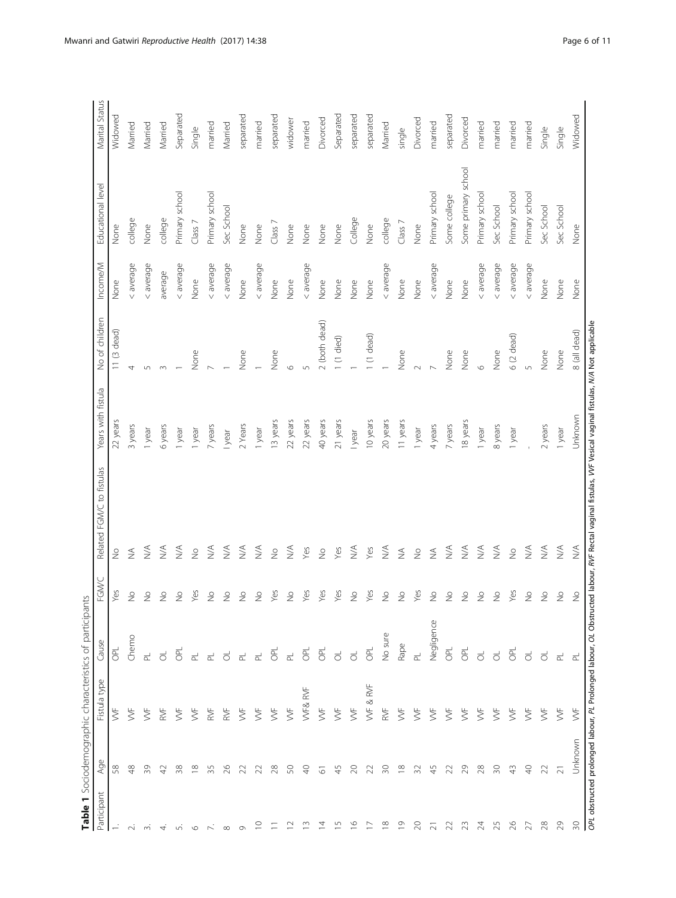**Table 1** Sociodemographic characteristics of participants

| Participant | Age | Fistula type | Cause | FGM/C | Related FGM/C to fistulas | Years with fistula | No of children | Income/M | Educational level | Marital Status |
|---|---|---|---|---|---|---|---|---|---|---|
| 1. | 58 | VVF | OPL | Yes | No | 22 years | 11 (3 dead) | None | None | Widowed |
| 2. | 48 | VVF | Chemo | No | NA | 3 years | 4 | < average | college | Married |
| 3. | 39 | VVF | PL | No | N/A | 1 year | 5 | < average | None | Married |
| 4. | 42 | RVF | OL | No | N/A | 6 years | 3 | average | college | Married |
| 5. | 38 | VVF | OPL | No | N/A | 1 year | 1 | < average | Primary school | Separated |
| 6 | 18 | VVF | PL | Yes | No | 1 year | None | None | Class 7 | Single |
| 7. | 35 | RVF | PL | No | N/A | 7 years | 7 | < average | Primary school | married |
| 8 | 26 | RVF | OL | No | N/A | I year | 1 | < average | Sec School | Married |
| 9 | 22 | VVF | PL | No | N/A | 2 Years | None | None | None | separated |
| 10 | 22 | VVF | PL | No | N/A | 1 year | 1 | < average | None | married |
| 11 | 28 | VVF | OPL | Yes | No | 13 years | None | None | Class 7 | separated |
| 12 | 50 | VVF | PL | No | N/A | 22 years | 6 | None | None | widower |
| 13 | 40 | VVF& RVF | OPL | Yes | Yes | 22 years | 5 | < average | None | married |
| 14 | 61 | VVF | OPL | Yes | No | 40 years | 2 (both dead) | None | None | Divorced |
| 15 | 45 | VVF | OL | Yes | Yes | 21 years | 1 (1 died) | None | None | Separated |
| 16 | 20 | VVF | OL | No | N/A | I year | 1 | None | College | separated |
| 17 | 22 | VVF & RVF | OPL | Yes | Yes | 10 years | 1 (1 dead) | None | None | separated |
| 18 | 30 | RVF | No sure | No | N/A | 20 years | 1 | < average | college | Married |
| 19 | 18 | VVF | Rape | No | NA | 11 years | None | None | Class 7 | single |
| 20 | 32 | VVF | PL | Yes | No | 1 year | 2 | None | None | Divorced |
| 21 | 45 | VVF | Negligence | No | NA | 4 years | 7 | < average | Primary school | married |
| 22 | 22 | VVF | OPL | No | N/A | 7 years | None | None | Some college | separated |
| 23 | 29 | VVF | OPL | No | N/A | 18 years | None | None | Some primary school | Divorced |
| 24 | 28 | VVF | OL | No | N/A | 1 year | 6 | < average | Primary school | married |
| 25 | 30 | VVF | OL | No | N/A | 8 years | None | < average | Sec School | married |
| 26 | 43 | VVF | OPL | Yes | No | 1 year | 6 (2 dead) | < average | Primary school | married |
| 27 | 40 | VVF | OL | No | N/A | - | 5 | < average | Primary school | married |
| 28 | 22 | VVF | OL | No | N/A | 2 years | None | None | Sec School | Single |
| 29 | 21 | VVF | PL | No | N/A | 1 year | None | None | Sec School | Single |
| 30 | Unknown | VVF | PL | No | N/A | Unknown | 8 (all dead) | None | None | Widowed |

*OPL* obstructed prolonged labour, *PL* Prolonged labour, *OL* Obstructed labour, *RVF* Rectal vaginal fistulas, *VVF* Vesical vaginal fistulas, *N/A* Not applicable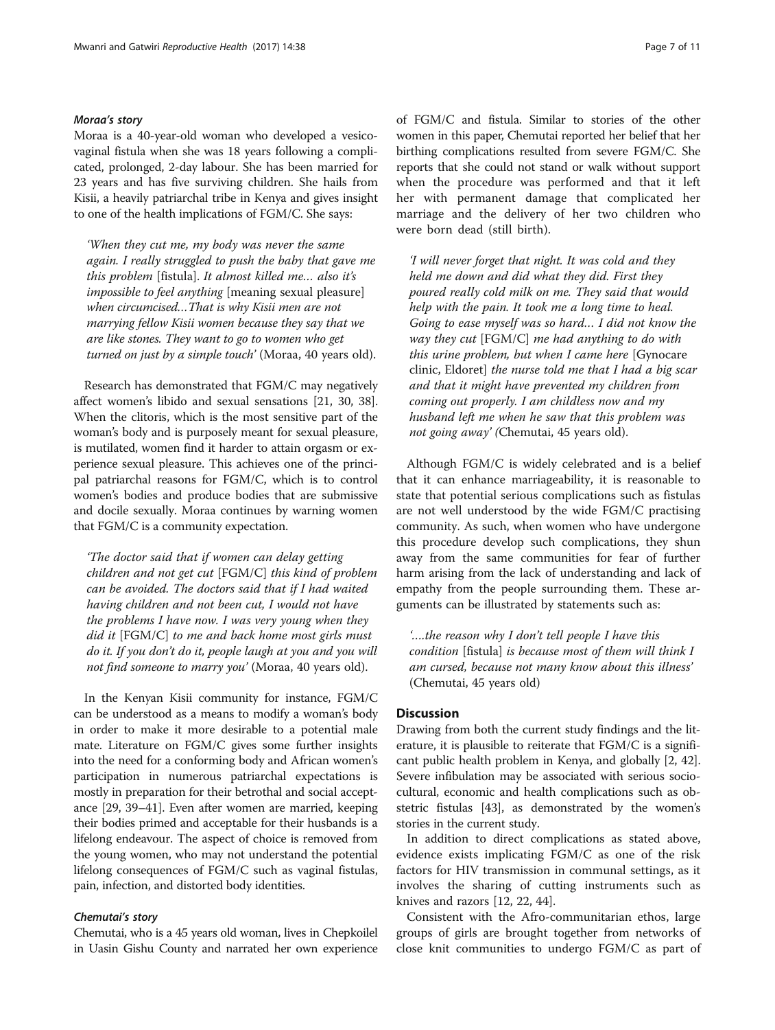#### *Moraa's story*

Moraa is a 40-year-old woman who developed a vesico-vaginal fistula when she was 18 years following a complicated, prolonged, 2-day labour. She has been married for 23 years and has five surviving children. She hails from Kisii, a heavily patriarchal tribe in Kenya and gives insight to one of the health implications of FGM/C. She says:

> *'When they cut me, my body was never the same again. I really struggled to push the baby that gave me this problem* [fistula]. *It almost killed me… also it's impossible to feel anything* [meaning sexual pleasure] *when circumcised…That is why Kisii men are not marrying fellow Kisii women because they say that we are like stones. They want to go to women who get turned on just by a simple touch'* (Moraa, 40 years old).

Research has demonstrated that FGM/C may negatively affect women's libido and sexual sensations [21, 30, 38]. When the clitoris, which is the most sensitive part of the woman's body and is purposely meant for sexual pleasure, is mutilated, women find it harder to attain orgasm or experience sexual pleasure. This achieves one of the principal patriarchal reasons for FGM/C, which is to control women's bodies and produce bodies that are submissive and docile sexually. Moraa continues by warning women that FGM/C is a community expectation.

> *'The doctor said that if women can delay getting children and not get cut* [FGM/C] *this kind of problem can be avoided. The doctors said that if I had waited having children and not been cut, I would not have the problems I have now. I was very young when they did it* [FGM/C] *to me and back home most girls must do it. If you don't do it, people laugh at you and you will not find someone to marry you'* (Moraa, 40 years old).

In the Kenyan Kisii community for instance, FGM/C can be understood as a means to modify a woman's body in order to make it more desirable to a potential male mate. Literature on FGM/C gives some further insights into the need for a conforming body and African women's participation in numerous patriarchal expectations is mostly in preparation for their betrothal and social acceptance [29, 39–41]. Even after women are married, keeping their bodies primed and acceptable for their husbands is a lifelong endeavour. The aspect of choice is removed from the young women, who may not understand the potential lifelong consequences of FGM/C such as vaginal fistulas, pain, infection, and distorted body identities.

#### *Chemutai's story*

Chemutai, who is a 45 years old woman, lives in Chepkoilel in Uasin Gishu County and narrated her own experience of FGM/C and fistula. Similar to stories of the other women in this paper, Chemutai reported her belief that her birthing complications resulted from severe FGM/C. She reports that she could not stand or walk without support when the procedure was performed and that it left her with permanent damage that complicated her marriage and the delivery of her two children who were born dead (still birth).

> *'I will never forget that night. It was cold and they held me down and did what they did. First they poured really cold milk on me. They said that would help with the pain. It took me a long time to heal. Going to ease myself was so hard… I did not know the way they cut* [FGM/C] *me had anything to do with this urine problem, but when I came here* [Gynocare clinic, Eldoret] *the nurse told me that I had a big scar and that it might have prevented my children from coming out properly. I am childless now and my husband left me when he saw that this problem was not going away' (*Chemutai, 45 years old).

Although FGM/C is widely celebrated and is a belief that it can enhance marriageability, it is reasonable to state that potential serious complications such as fistulas are not well understood by the wide FGM/C practising community. As such, when women who have undergone this procedure develop such complications, they shun away from the same communities for fear of further harm arising from the lack of understanding and lack of empathy from the people surrounding them. These arguments can be illustrated by statements such as:

> *'….the reason why I don't tell people I have this condition* [fistula] *is because most of them will think I am cursed, because not many know about this illness'* (Chemutai, 45 years old)

### Discussion

Drawing from both the current study findings and the literature, it is plausible to reiterate that FGM/C is a significant public health problem in Kenya, and globally [2, 42]. Severe infibulation may be associated with serious socio-cultural, economic and health complications such as obstetric fistulas [43], as demonstrated by the women's stories in the current study.

In addition to direct complications as stated above, evidence exists implicating FGM/C as one of the risk factors for HIV transmission in communal settings, as it involves the sharing of cutting instruments such as knives and razors [12, 22, 44].

Consistent with the Afro-communitarian ethos, large groups of girls are brought together from networks of close knit communities to undergo FGM/C as part of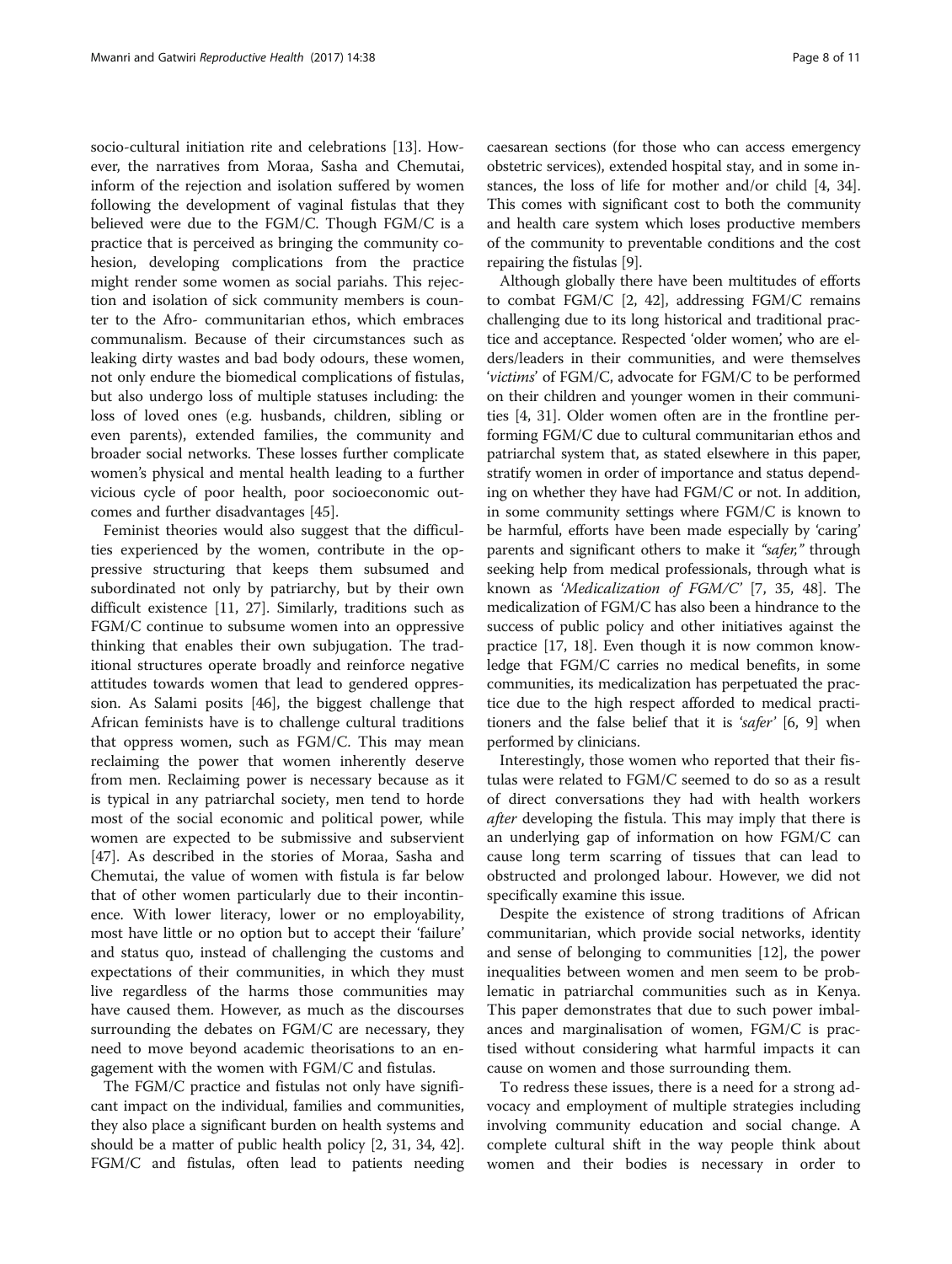socio-cultural initiation rite and celebrations [13]. However, the narratives from Moraa, Sasha and Chemutai, inform of the rejection and isolation suffered by women following the development of vaginal fistulas that they believed were due to the FGM/C. Though FGM/C is a practice that is perceived as bringing the community cohesion, developing complications from the practice might render some women as social pariahs. This rejection and isolation of sick community members is counter to the Afro- communitarian ethos, which embraces communalism. Because of their circumstances such as leaking dirty wastes and bad body odours, these women, not only endure the biomedical complications of fistulas, but also undergo loss of multiple statuses including: the loss of loved ones (e.g. husbands, children, sibling or even parents), extended families, the community and broader social networks. These losses further complicate women's physical and mental health leading to a further vicious cycle of poor health, poor socioeconomic outcomes and further disadvantages [45].

Feminist theories would also suggest that the difficulties experienced by the women, contribute in the oppressive structuring that keeps them subsumed and subordinated not only by patriarchy, but by their own difficult existence [11, 27]. Similarly, traditions such as FGM/C continue to subsume women into an oppressive thinking that enables their own subjugation. The traditional structures operate broadly and reinforce negative attitudes towards women that lead to gendered oppression. As Salami posits [46], the biggest challenge that African feminists have is to challenge cultural traditions that oppress women, such as FGM/C. This may mean reclaiming the power that women inherently deserve from men. Reclaiming power is necessary because as it is typical in any patriarchal society, men tend to horde most of the social economic and political power, while women are expected to be submissive and subservient [47]. As described in the stories of Moraa, Sasha and Chemutai, the value of women with fistula is far below that of other women particularly due to their incontinence. With lower literacy, lower or no employability, most have little or no option but to accept their 'failure' and status quo, instead of challenging the customs and expectations of their communities, in which they must live regardless of the harms those communities may have caused them. However, as much as the discourses surrounding the debates on FGM/C are necessary, they need to move beyond academic theorisations to an engagement with the women with FGM/C and fistulas.

The FGM/C practice and fistulas not only have significant impact on the individual, families and communities, they also place a significant burden on health systems and should be a matter of public health policy [2, 31, 34, 42]. FGM/C and fistulas, often lead to patients needing caesarean sections (for those who can access emergency obstetric services), extended hospital stay, and in some instances, the loss of life for mother and/or child [4, 34]. This comes with significant cost to both the community and health care system which loses productive members of the community to preventable conditions and the cost repairing the fistulas [9].

Although globally there have been multitudes of efforts to combat FGM/C [2, 42], addressing FGM/C remains challenging due to its long historical and traditional practice and acceptance. Respected 'older women', who are elders/leaders in their communities, and were themselves '*victims*' of FGM/C, advocate for FGM/C to be performed on their children and younger women in their communities [4, 31]. Older women often are in the frontline performing FGM/C due to cultural communitarian ethos and patriarchal system that, as stated elsewhere in this paper, stratify women in order of importance and status depending on whether they have had FGM/C or not. In addition, in some community settings where FGM/C is known to be harmful, efforts have been made especially by 'caring' parents and significant others to make it *"safer,"* through seeking help from medical professionals, through what is known as '*Medicalization of FGM/C*' [7, 35, 48]. The medicalization of FGM/C has also been a hindrance to the success of public policy and other initiatives against the practice [17, 18]. Even though it is now common knowledge that FGM/C carries no medical benefits, in some communities, its medicalization has perpetuated the practice due to the high respect afforded to medical practitioners and the false belief that it is '*safer*' [6, 9] when performed by clinicians.

Interestingly, those women who reported that their fistulas were related to FGM/C seemed to do so as a result of direct conversations they had with health workers *after* developing the fistula. This may imply that there is an underlying gap of information on how FGM/C can cause long term scarring of tissues that can lead to obstructed and prolonged labour. However, we did not specifically examine this issue.

Despite the existence of strong traditions of African communitarian, which provide social networks, identity and sense of belonging to communities [12], the power inequalities between women and men seem to be problematic in patriarchal communities such as in Kenya. This paper demonstrates that due to such power imbalances and marginalisation of women, FGM/C is practised without considering what harmful impacts it can cause on women and those surrounding them.

To redress these issues, there is a need for a strong advocacy and employment of multiple strategies including involving community education and social change. A complete cultural shift in the way people think about women and their bodies is necessary in order to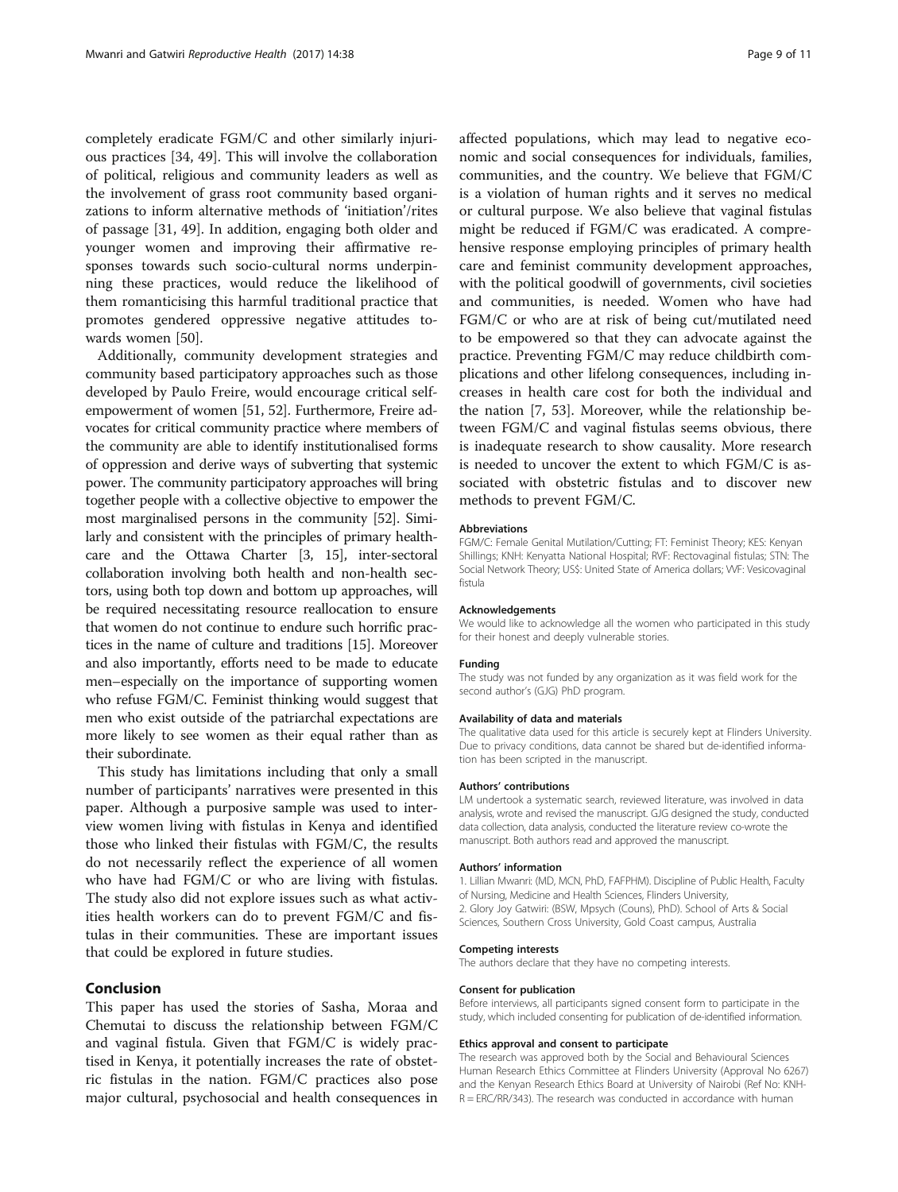completely eradicate FGM/C and other similarly injurious practices [34, 49]. This will involve the collaboration of political, religious and community leaders as well as the involvement of grass root community based organizations to inform alternative methods of 'initiation'/rites of passage [31, 49]. In addition, engaging both older and younger women and improving their affirmative responses towards such socio-cultural norms underpinning these practices, would reduce the likelihood of them romanticising this harmful traditional practice that promotes gendered oppressive negative attitudes towards women [50].

Additionally, community development strategies and community based participatory approaches such as those developed by Paulo Freire, would encourage critical self-empowerment of women [51, 52]. Furthermore, Freire advocates for critical community practice where members of the community are able to identify institutionalised forms of oppression and derive ways of subverting that systemic power. The community participatory approaches will bring together people with a collective objective to empower the most marginalised persons in the community [52]. Similarly and consistent with the principles of primary healthcare and the Ottawa Charter [3, 15], inter-sectoral collaboration involving both health and non-health sectors, using both top down and bottom up approaches, will be required necessitating resource reallocation to ensure that women do not continue to endure such horrific practices in the name of culture and traditions [15]. Moreover and also importantly, efforts need to be made to educate men–especially on the importance of supporting women who refuse FGM/C. Feminist thinking would suggest that men who exist outside of the patriarchal expectations are more likely to see women as their equal rather than as their subordinate.

This study has limitations including that only a small number of participants' narratives were presented in this paper. Although a purposive sample was used to interview women living with fistulas in Kenya and identified those who linked their fistulas with FGM/C, the results do not necessarily reflect the experience of all women who have had FGM/C or who are living with fistulas. The study also did not explore issues such as what activities health workers can do to prevent FGM/C and fistulas in their communities. These are important issues that could be explored in future studies.

## Conclusion

This paper has used the stories of Sasha, Moraa and Chemutai to discuss the relationship between FGM/C and vaginal fistula. Given that FGM/C is widely practised in Kenya, it potentially increases the rate of obstetric fistulas in the nation. FGM/C practices also pose major cultural, psychosocial and health consequences in affected populations, which may lead to negative economic and social consequences for individuals, families, communities, and the country. We believe that FGM/C is a violation of human rights and it serves no medical or cultural purpose. We also believe that vaginal fistulas might be reduced if FGM/C was eradicated. A comprehensive response employing principles of primary health care and feminist community development approaches, with the political goodwill of governments, civil societies and communities, is needed. Women who have had FGM/C or who are at risk of being cut/mutilated need to be empowered so that they can advocate against the practice. Preventing FGM/C may reduce childbirth complications and other lifelong consequences, including increases in health care cost for both the individual and the nation [7, 53]. Moreover, while the relationship between FGM/C and vaginal fistulas seems obvious, there is inadequate research to show causality. More research is needed to uncover the extent to which FGM/C is associated with obstetric fistulas and to discover new methods to prevent FGM/C.

#### Abbreviations

FGM/C: Female Genital Mutilation/Cutting; FT: Feminist Theory; KES: Kenyan Shillings; KNH: Kenyatta National Hospital; RVF: Rectovaginal fistulas; STN: The Social Network Theory; US$: United State of America dollars; VVF: Vesicovaginal fistula

#### Acknowledgements

We would like to acknowledge all the women who participated in this study for their honest and deeply vulnerable stories.

#### Funding

The study was not funded by any organization as it was field work for the second author's (GJG) PhD program.

#### Availability of data and materials

The qualitative data used for this article is securely kept at Flinders University. Due to privacy conditions, data cannot be shared but de-identified information has been scripted in the manuscript.

#### Authors' contributions

LM undertook a systematic search, reviewed literature, was involved in data analysis, wrote and revised the manuscript. GJG designed the study, conducted data collection, data analysis, conducted the literature review co-wrote the manuscript. Both authors read and approved the manuscript.

#### Authors' information

1. Lillian Mwanri: (MD, MCN, PhD, FAFPHM). Discipline of Public Health, Faculty of Nursing, Medicine and Health Sciences, Flinders University,
2. Glory Joy Gatwiri: (BSW, Mpsych (Couns), PhD). School of Arts & Social Sciences, Southern Cross University, Gold Coast campus, Australia

#### Competing interests

The authors declare that they have no competing interests.

#### Consent for publication

Before interviews, all participants signed consent form to participate in the study, which included consenting for publication of de-identified information.

#### Ethics approval and consent to participate

The research was approved both by the Social and Behavioural Sciences Human Research Ethics Committee at Flinders University (Approval No 6267) and the Kenyan Research Ethics Board at University of Nairobi (Ref No: KNH-R = ERC/RR/343). The research was conducted in accordance with human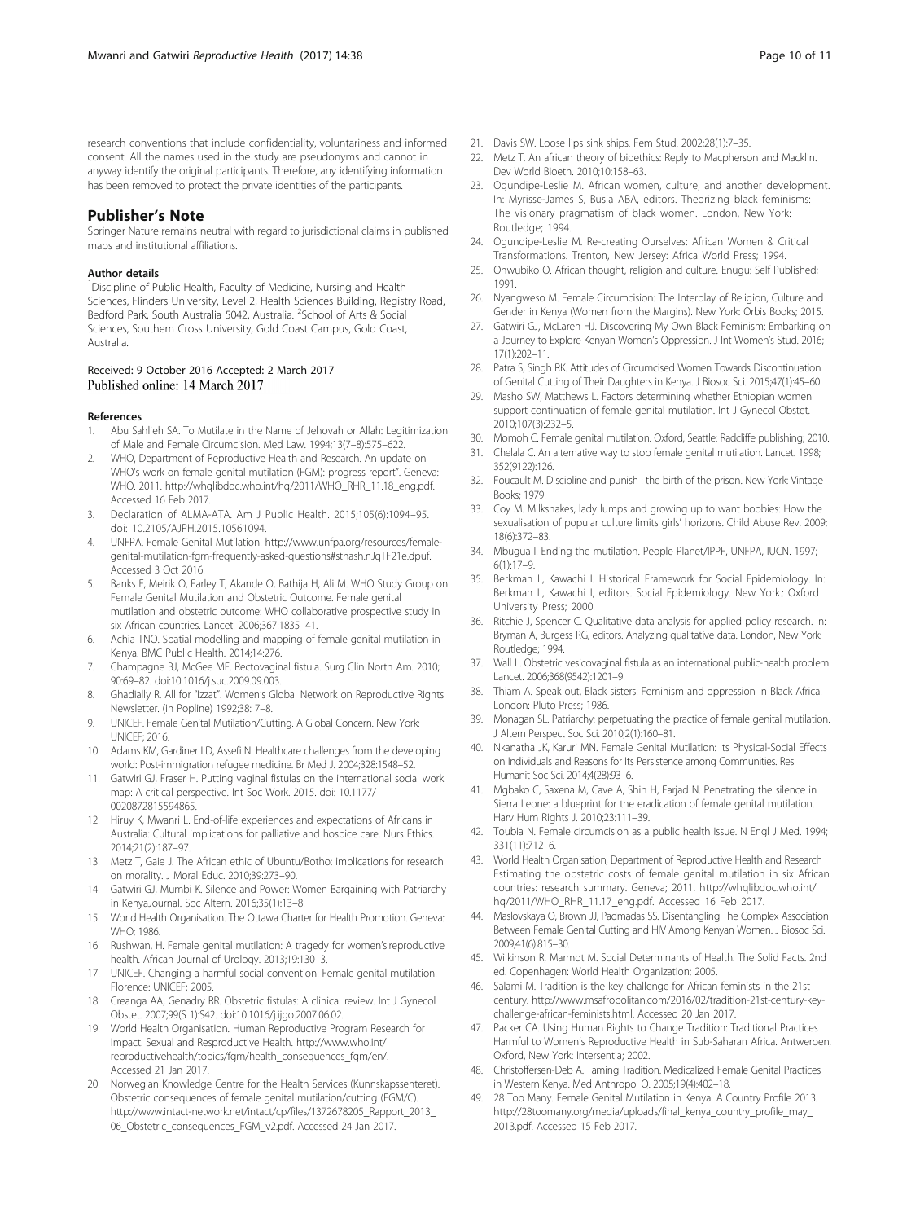research conventions that include confidentiality, voluntariness and informed consent. All the names used in the study are pseudonyms and cannot in anyway identify the original participants. Therefore, any identifying information has been removed to protect the private identities of the participants.

## Publisher's Note

Springer Nature remains neutral with regard to jurisdictional claims in published maps and institutional affiliations.

#### Author details

[1]Discipline of Public Health, Faculty of Medicine, Nursing and Health Sciences, Flinders University, Level 2, Health Sciences Building, Registry Road, Bedford Park, South Australia 5042, Australia. [2]School of Arts & Social Sciences, Southern Cross University, Gold Coast Campus, Gold Coast, Australia.

Received: 9 October 2016 Accepted: 2 March 2017
Published online: 14 March 2017

#### References

1. Abu Sahlieh SA. To Mutilate in the Name of Jehovah or Allah: Legitimization of Male and Female Circumcision. Med Law. 1994;13(7–8):575–622.
2. WHO, Department of Reproductive Health and Research. An update on WHO's work on female genital mutilation (FGM): progress report". Geneva: WHO. 2011. http://whqlibdoc.who.int/hq/2011/WHO_RHR_11.18_eng.pdf. Accessed 16 Feb 2017.
3. Declaration of ALMA-ATA. Am J Public Health. 2015;105(6):1094–95. doi: 10.2105/AJPH.2015.10561094.
4. UNFPA. Female Genital Mutilation. http://www.unfpa.org/resources/female-genital-mutilation-fgm-frequently-asked-questions#sthash.nJqTF21e.dpuf. Accessed 3 Oct 2016.
5. Banks E, Meirik O, Farley T, Akande O, Bathija H, Ali M. WHO Study Group on Female Genital Mutilation and Obstetric Outcome. Female genital mutilation and obstetric outcome: WHO collaborative prospective study in six African countries. Lancet. 2006;367:1835–41.
6. Achia TNO. Spatial modelling and mapping of female genital mutilation in Kenya. BMC Public Health. 2014;14:276.
7. Champagne BJ, McGee MF. Rectovaginal fistula. Surg Clin North Am. 2010; 90:69–82. doi:10.1016/j.suc.2009.09.003.
8. Ghadially R. All for "Izzat". Women's Global Network on Reproductive Rights Newsletter. (in Popline) 1992;38: 7–8.
9. UNICEF. Female Genital Mutilation/Cutting. A Global Concern. New York: UNICEF; 2016.
10. Adams KM, Gardiner LD, Assefi N. Healthcare challenges from the developing world: Post-immigration refugee medicine. Br Med J. 2004;328:1548–52.
11. Gatwiri GJ, Fraser H. Putting vaginal fistulas on the international social work map: A critical perspective. Int Soc Work. 2015. doi: 10.1177/0020872815594865.
12. Hiruy K, Mwanri L. End-of-life experiences and expectations of Africans in Australia: Cultural implications for palliative and hospice care. Nurs Ethics. 2014;21(2):187–97.
13. Metz T, Gaie J. The African ethic of Ubuntu/Botho: implications for research on morality. J Moral Educ. 2010;39:273–90.
14. Gatwiri GJ, Mumbi K. Silence and Power: Women Bargaining with Patriarchy in KenyaJournal. Soc Altern. 2016;35(1):13–8.
15. World Health Organisation. The Ottawa Charter for Health Promotion. Geneva: WHO; 1986.
16. Rushwan, H. Female genital mutilation: A tragedy for women's.reproductive health. African Journal of Urology. 2013;19:130–3.
17. UNICEF. Changing a harmful social convention: Female genital mutilation. Florence: UNICEF; 2005.
18. Creanga AA, Genadry RR. Obstetric fistulas: A clinical review. Int J Gynecol Obstet. 2007;99(S 1):S42. doi:10.1016/j.ijgo.2007.06.02.
19. World Health Organisation. Human Reproductive Program Research for Impact. Sexual and Resproductive Health. http://www.who.int/reproductivehealth/topics/fgm/health_consequences_fgm/en/. Accessed 21 Jan 2017.
20. Norwegian Knowledge Centre for the Health Services (Kunnskapssenteret). Obstetric consequences of female genital mutilation/cutting (FGM/C). http://www.intact-network.net/intact/cp/files/1372678205_Rapport_2013_06_Obstetric_consequences_FGM_v2.pdf. Accessed 24 Jan 2017.
21. Davis SW. Loose lips sink ships. Fem Stud. 2002;28(1):7–35.
22. Metz T. An african theory of bioethics: Reply to Macpherson and Macklin. Dev World Bioeth. 2010;10:158–63.
23. Ogundipe-Leslie M. African women, culture, and another development. In: Myrisse-James S, Busia ABA, editors. Theorizing black feminisms: The visionary pragmatism of black women. London, New York: Routledge; 1994.
24. Ogundipe-Leslie M. Re-creating Ourselves: African Women & Critical Transformations. Trenton, New Jersey: Africa World Press; 1994.
25. Onwubiko O. African thought, religion and culture. Enugu: Self Published; 1991.
26. Nyangweso M. Female Circumcision: The Interplay of Religion, Culture and Gender in Kenya (Women from the Margins). New York: Orbis Books; 2015.
27. Gatwiri GJ, McLaren HJ. Discovering My Own Black Feminism: Embarking on a Journey to Explore Kenyan Women's Oppression. J Int Women's Stud. 2016; 17(1):202–11.
28. Patra S, Singh RK. Attitudes of Circumcised Women Towards Discontinuation of Genital Cutting of Their Daughters in Kenya. J Biosoc Sci. 2015;47(1):45–60.
29. Masho SW, Matthews L. Factors determining whether Ethiopian women support continuation of female genital mutilation. Int J Gynecol Obstet. 2010;107(3):232–5.
30. Momoh C. Female genital mutilation. Oxford, Seattle: Radcliffe publishing; 2010.
31. Chelala C. An alternative way to stop female genital mutilation. Lancet. 1998; 352(9122):126.
32. Foucault M. Discipline and punish : the birth of the prison. New York: Vintage Books; 1979.
33. Coy M. Milkshakes, lady lumps and growing up to want boobies: How the sexualisation of popular culture limits girls' horizons. Child Abuse Rev. 2009; 18(6):372–83.
34. Mbugua I. Ending the mutilation. People Planet/IPPF, UNFPA, IUCN. 1997; 6(1):17–9.
35. Berkman L, Kawachi I. Historical Framework for Social Epidemiology. In: Berkman L, Kawachi I, editors. Social Epidemiology. New York.: Oxford University Press; 2000.
36. Ritchie J, Spencer C. Qualitative data analysis for applied policy research. In: Bryman A, Burgess RG, editors. Analyzing qualitative data. London, New York: Routledge; 1994.
37. Wall L. Obstetric vesicovaginal fistula as an international public-health problem. Lancet. 2006;368(9542):1201–9.
38. Thiam A. Speak out, Black sisters: Feminism and oppression in Black Africa. London: Pluto Press; 1986.
39. Monagan SL. Patriarchy: perpetuating the practice of female genital mutilation. J Altern Perspect Soc Sci. 2010;2(1):160–81.
40. Nkanatha JK, Karuri MN. Female Genital Mutilation: Its Physical-Social Effects on Individuals and Reasons for Its Persistence among Communities. Res Humanit Soc Sci. 2014;4(28):93–6.
41. Mgbako C, Saxena M, Cave A, Shin H, Farjad N. Penetrating the silence in Sierra Leone: a blueprint for the eradication of female genital mutilation. Harv Hum Rights J. 2010;23:111–39.
42. Toubia N. Female circumcision as a public health issue. N Engl J Med. 1994; 331(11):712–6.
43. World Health Organisation, Department of Reproductive Health and Research Estimating the obstetric costs of female genital mutilation in six African countries: research summary. Geneva; 2011. http://whqlibdoc.who.int/hq/2011/WHO_RHR_11.17_eng.pdf. Accessed 16 Feb 2017.
44. Maslovskaya O, Brown JJ, Padmadas SS. Disentangling The Complex Association Between Female Genital Cutting and HIV Among Kenyan Women. J Biosoc Sci. 2009;41(6):815–30.
45. Wilkinson R, Marmot M. Social Determinants of Health. The Solid Facts. 2nd ed. Copenhagen: World Health Organization; 2005.
46. Salami M. Tradition is the key challenge for African feminists in the 21st century. http://www.msafropolitan.com/2016/02/tradition-21st-century-key-challenge-african-feminists.html. Accessed 20 Jan 2017.
47. Packer CA. Using Human Rights to Change Tradition: Traditional Practices Harmful to Women's Reproductive Health in Sub-Saharan Africa. Antweroen, Oxford, New York: Intersentia; 2002.
48. Christoffersen-Deb A. Taming Tradition. Medicalized Female Genital Practices in Western Kenya. Med Anthropol Q. 2005;19(4):402–18.
49. 28 Too Many. Female Genital Mutilation in Kenya. A Country Profile 2013. http://28toomany.org/media/uploads/final_kenya_country_profile_may_2013.pdf. Accessed 15 Feb 2017.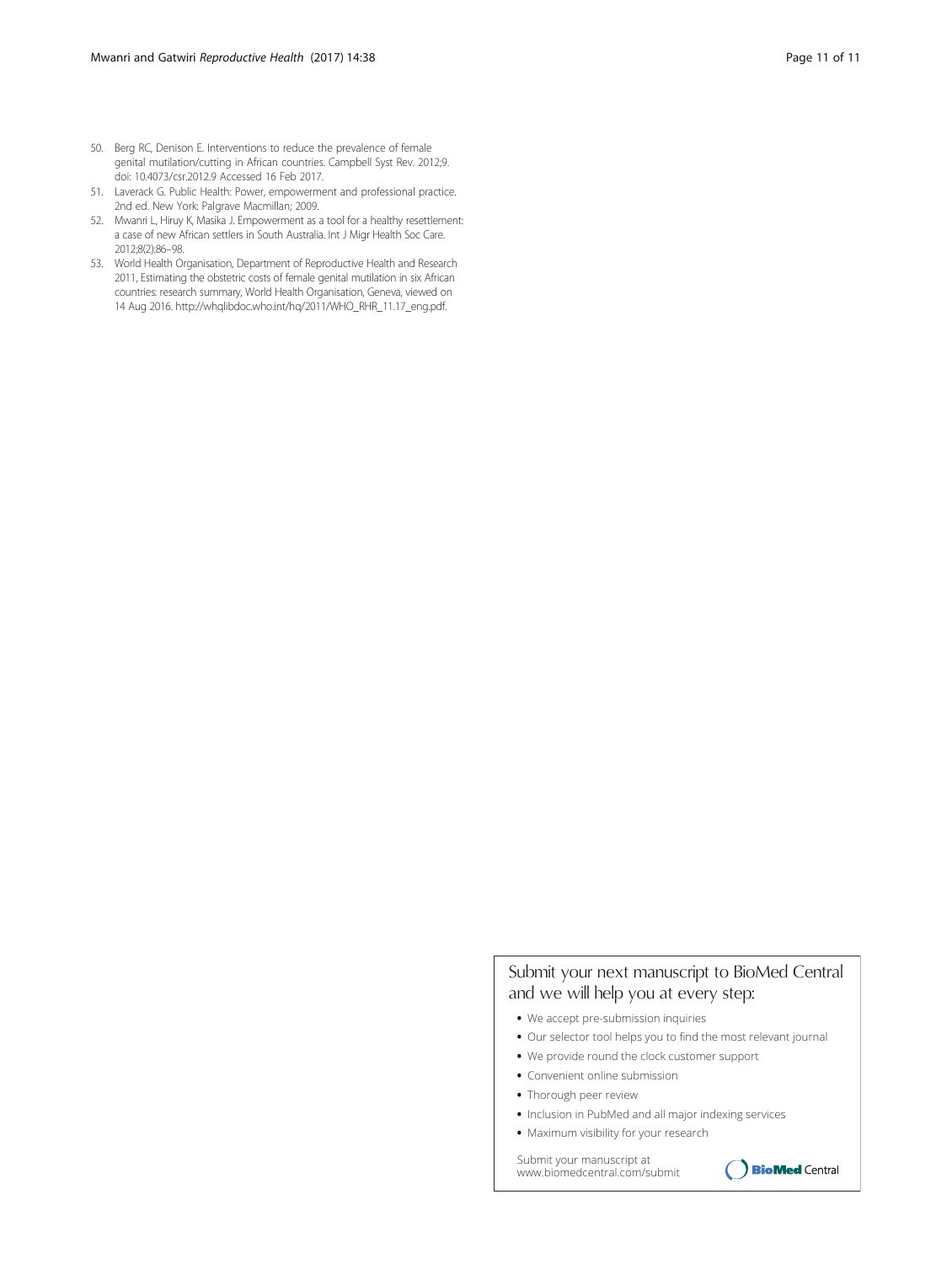50. Berg RC, Denison E. Interventions to reduce the prevalence of female genital mutilation/cutting in African countries. Campbell Syst Rev. 2012;9. doi: 10.4073/csr.2012.9 Accessed 16 Feb 2017.
51. Laverack G. Public Health: Power, empowerment and professional practice. 2nd ed. New York: Palgrave Macmillan; 2009.
52. Mwanri L, Hiruy K, Masika J. Empowerment as a tool for a healthy resettlement: a case of new African settlers in South Australia. Int J Migr Health Soc Care. 2012;8(2):86–98.
53. World Health Organisation, Department of Reproductive Health and Research 2011, Estimating the obstetric costs of female genital mutilation in six African countries: research summary, World Health Organisation, Geneva, viewed on 14 Aug 2016. http://whqlibdoc.who.int/hq/2011/WHO_RHR_11.17_eng.pdf.

Submit your next manuscript to BioMed Central and we will help you at every step:

- We accept pre-submission inquiries
- Our selector tool helps you to find the most relevant journal
- We provide round the clock customer support
- Convenient online submission
- Thorough peer review
- Inclusion in PubMed and all major indexing services
- Maximum visibility for your research

Submit your manuscript at
www.biomedcentral.com/submit

BioMed Central